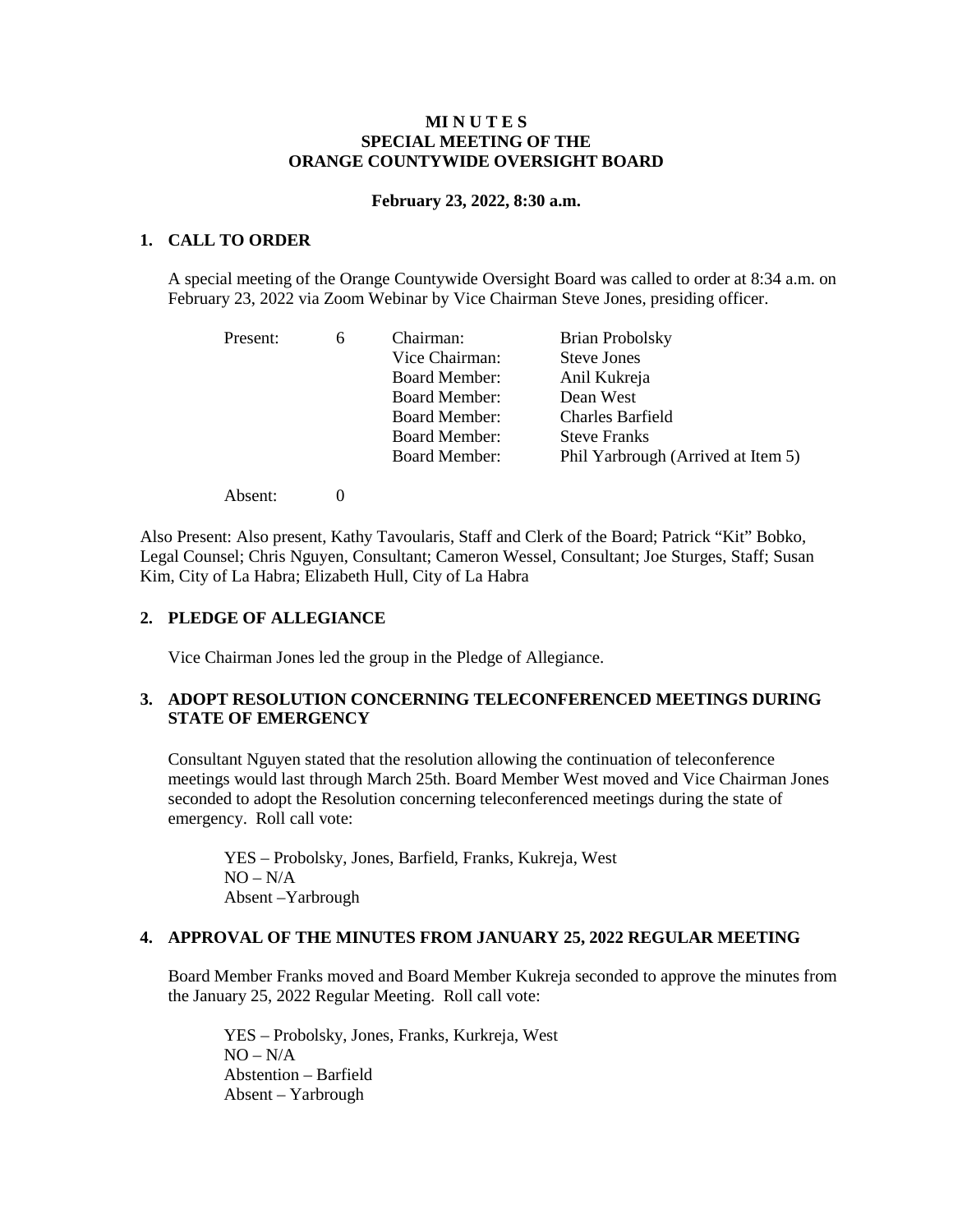**MI N U T E S**
**SPECIAL MEETING OF THE**
**ORANGE COUNTYWIDE OVERSIGHT BOARD**

**February 23, 2022, 8:30 a.m.**

## 1. CALL TO ORDER

A special meeting of the Orange Countywide Oversight Board was called to order at 8:34 a.m. on February 23, 2022 via Zoom Webinar by Vice Chairman Steve Jones, presiding officer.

| | | | |
|---|---|---|---|
| Present: | 6 | Chairman: | Brian Probolsky |
| | | Vice Chairman: | Steve Jones |
| | | Board Member: | Anil Kukreja |
| | | Board Member: | Dean West |
| | | Board Member: | Charles Barfield |
| | | Board Member: | Steve Franks |
| | | Board Member: | Phil Yarbrough (Arrived at Item 5) |
| Absent: | 0 | | |

Also Present: Also present, Kathy Tavoularis, Staff and Clerk of the Board; Patrick "Kit" Bobko, Legal Counsel; Chris Nguyen, Consultant; Cameron Wessel, Consultant; Joe Sturges, Staff; Susan Kim, City of La Habra; Elizabeth Hull, City of La Habra

## 2. PLEDGE OF ALLEGIANCE

Vice Chairman Jones led the group in the Pledge of Allegiance.

## 3. ADOPT RESOLUTION CONCERNING TELECONFERENCED MEETINGS DURING STATE OF EMERGENCY

Consultant Nguyen stated that the resolution allowing the continuation of teleconference meetings would last through March 25th. Board Member West moved and Vice Chairman Jones seconded to adopt the Resolution concerning teleconferenced meetings during the state of emergency. Roll call vote:

YES – Probolsky, Jones, Barfield, Franks, Kukreja, West
NO – N/A
Absent –Yarbrough

## 4. APPROVAL OF THE MINUTES FROM JANUARY 25, 2022 REGULAR MEETING

Board Member Franks moved and Board Member Kukreja seconded to approve the minutes from the January 25, 2022 Regular Meeting. Roll call vote:

YES – Probolsky, Jones, Franks, Kurkreja, West
NO – N/A
Abstention – Barfield
Absent – Yarbrough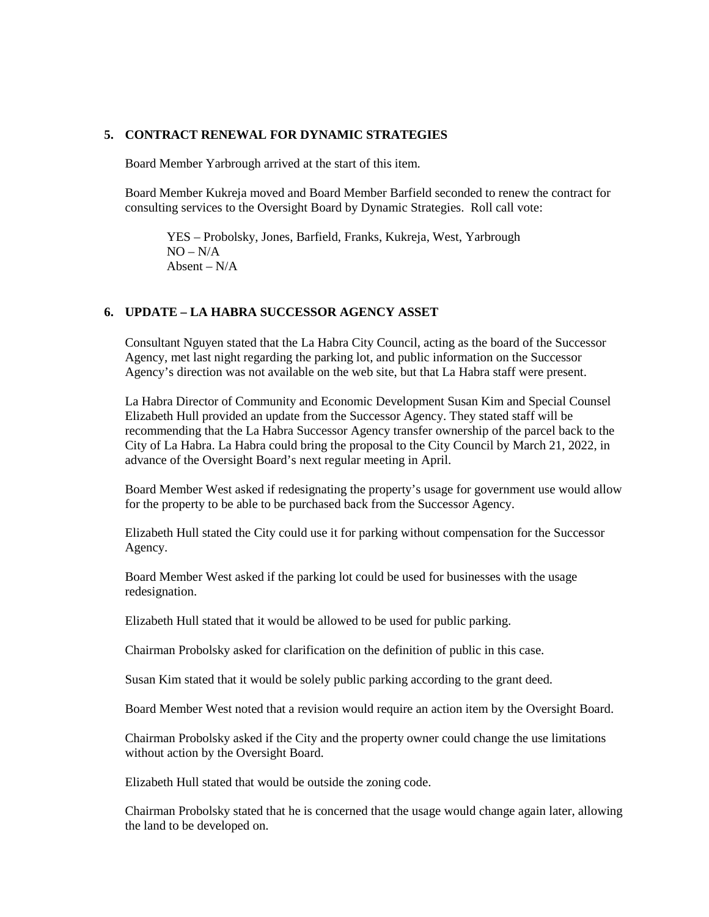## 5. CONTRACT RENEWAL FOR DYNAMIC STRATEGIES

Board Member Yarbrough arrived at the start of this item.

Board Member Kukreja moved and Board Member Barfield seconded to renew the contract for consulting services to the Oversight Board by Dynamic Strategies. Roll call vote:

YES – Probolsky, Jones, Barfield, Franks, Kukreja, West, Yarbrough
NO – N/A
Absent – N/A

## 6. UPDATE – LA HABRA SUCCESSOR AGENCY ASSET

Consultant Nguyen stated that the La Habra City Council, acting as the board of the Successor Agency, met last night regarding the parking lot, and public information on the Successor Agency's direction was not available on the web site, but that La Habra staff were present.

La Habra Director of Community and Economic Development Susan Kim and Special Counsel Elizabeth Hull provided an update from the Successor Agency. They stated staff will be recommending that the La Habra Successor Agency transfer ownership of the parcel back to the City of La Habra. La Habra could bring the proposal to the City Council by March 21, 2022, in advance of the Oversight Board's next regular meeting in April.

Board Member West asked if redesignating the property's usage for government use would allow for the property to be able to be purchased back from the Successor Agency.

Elizabeth Hull stated the City could use it for parking without compensation for the Successor Agency.

Board Member West asked if the parking lot could be used for businesses with the usage redesignation.

Elizabeth Hull stated that it would be allowed to be used for public parking.

Chairman Probolsky asked for clarification on the definition of public in this case.

Susan Kim stated that it would be solely public parking according to the grant deed.

Board Member West noted that a revision would require an action item by the Oversight Board.

Chairman Probolsky asked if the City and the property owner could change the use limitations without action by the Oversight Board.

Elizabeth Hull stated that would be outside the zoning code.

Chairman Probolsky stated that he is concerned that the usage would change again later, allowing the land to be developed on.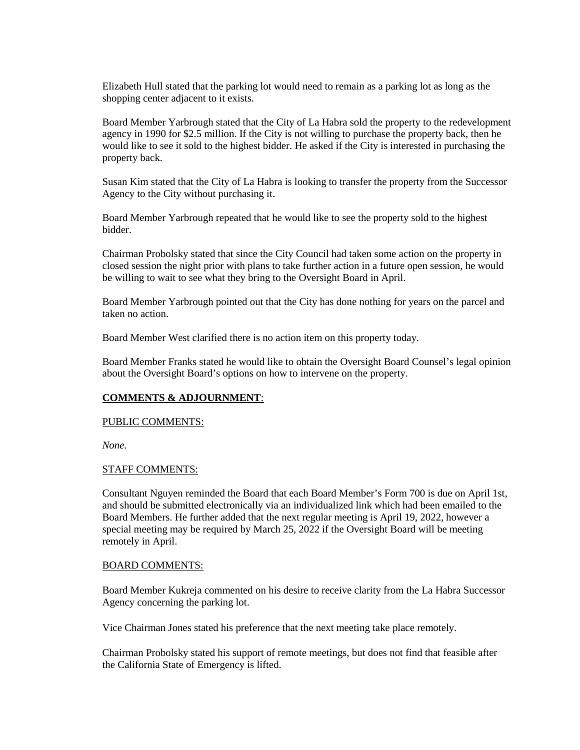Elizabeth Hull stated that the parking lot would need to remain as a parking lot as long as the shopping center adjacent to it exists.

Board Member Yarbrough stated that the City of La Habra sold the property to the redevelopment agency in 1990 for $2.5 million. If the City is not willing to purchase the property back, then he would like to see it sold to the highest bidder. He asked if the City is interested in purchasing the property back.

Susan Kim stated that the City of La Habra is looking to transfer the property from the Successor Agency to the City without purchasing it.

Board Member Yarbrough repeated that he would like to see the property sold to the highest bidder.

Chairman Probolsky stated that since the City Council had taken some action on the property in closed session the night prior with plans to take further action in a future open session, he would be willing to wait to see what they bring to the Oversight Board in April.

Board Member Yarbrough pointed out that the City has done nothing for years on the parcel and taken no action.

Board Member West clarified there is no action item on this property today.

Board Member Franks stated he would like to obtain the Oversight Board Counsel's legal opinion about the Oversight Board's options on how to intervene on the property.

**COMMENTS & ADJOURNMENT**:

PUBLIC COMMENTS:

*None.*

STAFF COMMENTS:

Consultant Nguyen reminded the Board that each Board Member's Form 700 is due on April 1st, and should be submitted electronically via an individualized link which had been emailed to the Board Members. He further added that the next regular meeting is April 19, 2022, however a special meeting may be required by March 25, 2022 if the Oversight Board will be meeting remotely in April.

BOARD COMMENTS:

Board Member Kukreja commented on his desire to receive clarity from the La Habra Successor Agency concerning the parking lot.

Vice Chairman Jones stated his preference that the next meeting take place remotely.

Chairman Probolsky stated his support of remote meetings, but does not find that feasible after the California State of Emergency is lifted.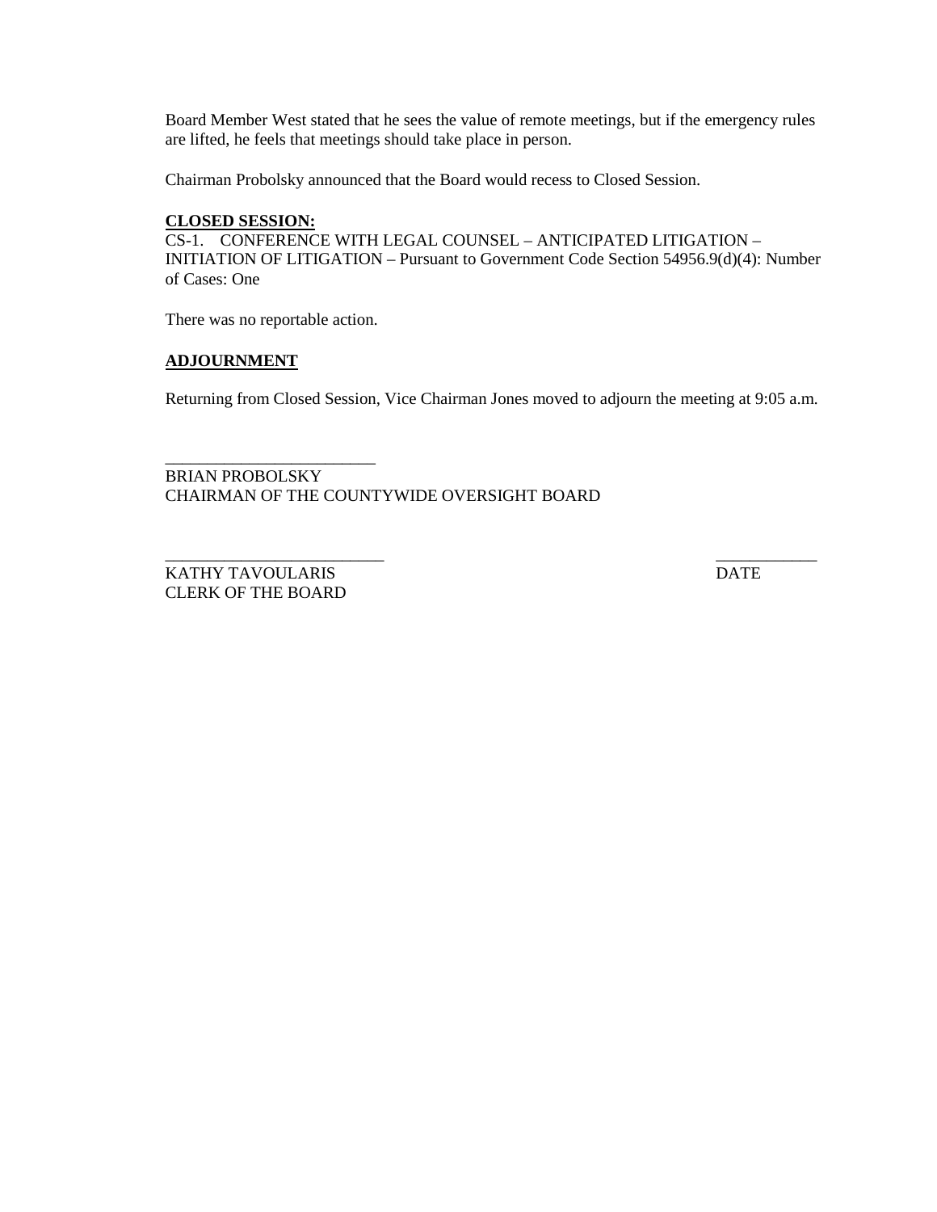Board Member West stated that he sees the value of remote meetings, but if the emergency rules are lifted, he feels that meetings should take place in person.

Chairman Probolsky announced that the Board would recess to Closed Session.

**CLOSED SESSION:**

CS-1. CONFERENCE WITH LEGAL COUNSEL – ANTICIPATED LITIGATION – INITIATION OF LITIGATION – Pursuant to Government Code Section 54956.9(d)(4): Number of Cases: One

There was no reportable action.

**ADJOURNMENT**

Returning from Closed Session, Vice Chairman Jones moved to adjourn the meeting at 9:05 a.m.

_________________________

BRIAN PROBOLSKY

CHAIRMAN OF THE COUNTYWIDE OVERSIGHT BOARD

__________________________ ____________

KATHY TAVOULARIS DATE

CLERK OF THE BOARD